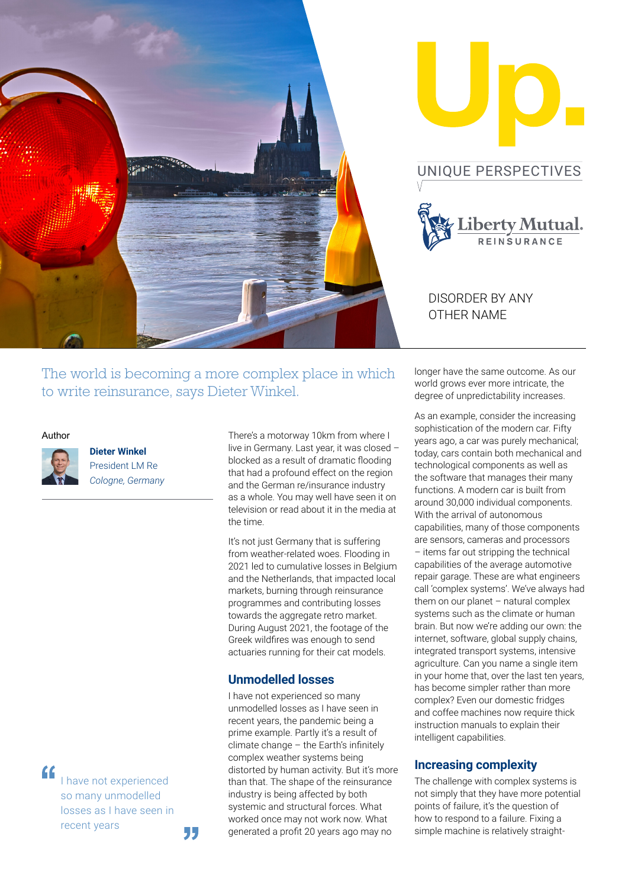# Up.

UNIQUE PERSPECTIVES

Liberty Mutual. REINSURANCE

## DISORDER BY ANY OTHER NAME

The world is becoming a more complex place in which to write reinsurance, says Dieter Winkel.

Author

**Dieter Winkel**
President LM Re
*Cologne, Germany*

There's a motorway 10km from where I live in Germany. Last year, it was closed – blocked as a result of dramatic flooding that had a profound effect on the region and the German re/insurance industry as a whole. You may well have seen it on television or read about it in the media at the time.

It's not just Germany that is suffering from weather-related woes. Flooding in 2021 led to cumulative losses in Belgium and the Netherlands, that impacted local markets, burning through reinsurance programmes and contributing losses towards the aggregate retro market. During August 2021, the footage of the Greek wildfires was enough to send actuaries running for their cat models.

### Unmodelled losses

I have not experienced so many unmodelled losses as I have seen in recent years, the pandemic being a prime example. Partly it's a result of climate change – the Earth's infinitely complex weather systems being distorted by human activity. But it's more than that. The shape of the reinsurance industry is being affected by both systemic and structural forces. What worked once may not work now. What generated a profit 20 years ago may no longer have the same outcome. As our world grows ever more intricate, the degree of unpredictability increases.

> "I have not experienced so many unmodelled losses as I have seen in recent years"

As an example, consider the increasing sophistication of the modern car. Fifty years ago, a car was purely mechanical; today, cars contain both mechanical and technological components as well as the software that manages their many functions. A modern car is built from around 30,000 individual components. With the arrival of autonomous capabilities, many of those components are sensors, cameras and processors – items far out stripping the technical capabilities of the average automotive repair garage. These are what engineers call 'complex systems'. We've always had them on our planet – natural complex systems such as the climate or human brain. But now we're adding our own: the internet, software, global supply chains, integrated transport systems, intensive agriculture. Can you name a single item in your home that, over the last ten years, has become simpler rather than more complex? Even our domestic fridges and coffee machines now require thick instruction manuals to explain their intelligent capabilities.

### Increasing complexity

The challenge with complex systems is not simply that they have more potential points of failure, it's the question of how to respond to a failure. Fixing a simple machine is relatively straight-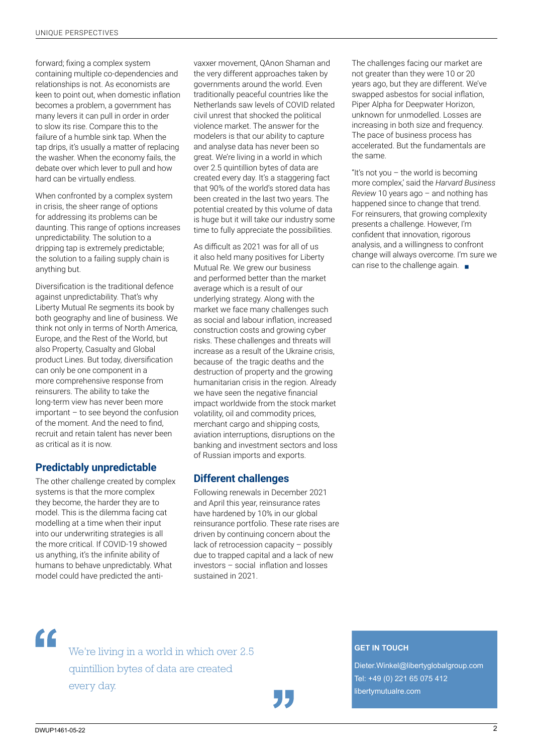forward; fixing a complex system containing multiple co-dependencies and relationships is not. As economists are keen to point out, when domestic inflation becomes a problem, a government has many levers it can pull in order in order to slow its rise. Compare this to the failure of a humble sink tap. When the tap drips, it's usually a matter of replacing the washer. When the economy fails, the debate over which lever to pull and how hard can be virtually endless.

When confronted by a complex system in crisis, the sheer range of options for addressing its problems can be daunting. This range of options increases unpredictability. The solution to a dripping tap is extremely predictable; the solution to a failing supply chain is anything but.

Diversification is the traditional defence against unpredictability. That's why Liberty Mutual Re segments its book by both geography and line of business. We think not only in terms of North America, Europe, and the Rest of the World, but also Property, Casualty and Global product Lines. But today, diversification can only be one component in a more comprehensive response from reinsurers. The ability to take the long-term view has never been more important – to see beyond the confusion of the moment. And the need to find, recruit and retain talent has never been as critical as it is now.

## Predictably unpredictable

The other challenge created by complex systems is that the more complex they become, the harder they are to model. This is the dilemma facing cat modelling at a time when their input into our underwriting strategies is all the more critical. If COVID-19 showed us anything, it's the infinite ability of humans to behave unpredictably. What model could have predicted the anti-vaxxer movement, QAnon Shaman and the very different approaches taken by governments around the world. Even traditionally peaceful countries like the Netherlands saw levels of COVID related civil unrest that shocked the political violence market. The answer for the modelers is that our ability to capture and analyse data has never been so great. We're living in a world in which over 2.5 quintillion bytes of data are created every day. It's a staggering fact that 90% of the world's stored data has been created in the last two years. The potential created by this volume of data is huge but it will take our industry some time to fully appreciate the possibilities.

As difficult as 2021 was for all of us it also held many positives for Liberty Mutual Re. We grew our business and performed better than the market average which is a result of our underlying strategy. Along with the market we face many challenges such as social and labour inflation, increased construction costs and growing cyber risks. These challenges and threats will increase as a result of the Ukraine crisis, because of the tragic deaths and the destruction of property and the growing humanitarian crisis in the region. Already we have seen the negative financial impact worldwide from the stock market volatility, oil and commodity prices, merchant cargo and shipping costs, aviation interruptions, disruptions on the banking and investment sectors and loss of Russian imports and exports.

## Different challenges

Following renewals in December 2021 and April this year, reinsurance rates have hardened by 10% in our global reinsurance portfolio. These rate rises are driven by continuing concern about the lack of retrocession capacity – possibly due to trapped capital and a lack of new investors – social inflation and losses sustained in 2021.

The challenges facing our market are not greater than they were 10 or 20 years ago, but they are different. We've swapped asbestos for social inflation, Piper Alpha for Deepwater Horizon, unknown for unmodelled. Losses are increasing in both size and frequency. The pace of business process has accelerated. But the fundamentals are the same.

"It's not you – the world is becoming more complex,' said the *Harvard Business Review* 10 years ago – and nothing has happened since to change that trend. For reinsurers, that growing complexity presents a challenge. However, I'm confident that innovation, rigorous analysis, and a willingness to confront change will always overcome. I'm sure we can rise to the challenge again. ■

> "We're living in a world in which over 2.5 quintillion bytes of data are created every day."

**GET IN TOUCH**

Dieter.Winkel@libertyglobalgroup.com
Tel: +49 (0) 221 65 075 412
libertymutualre.com

DWUP1461-05-22